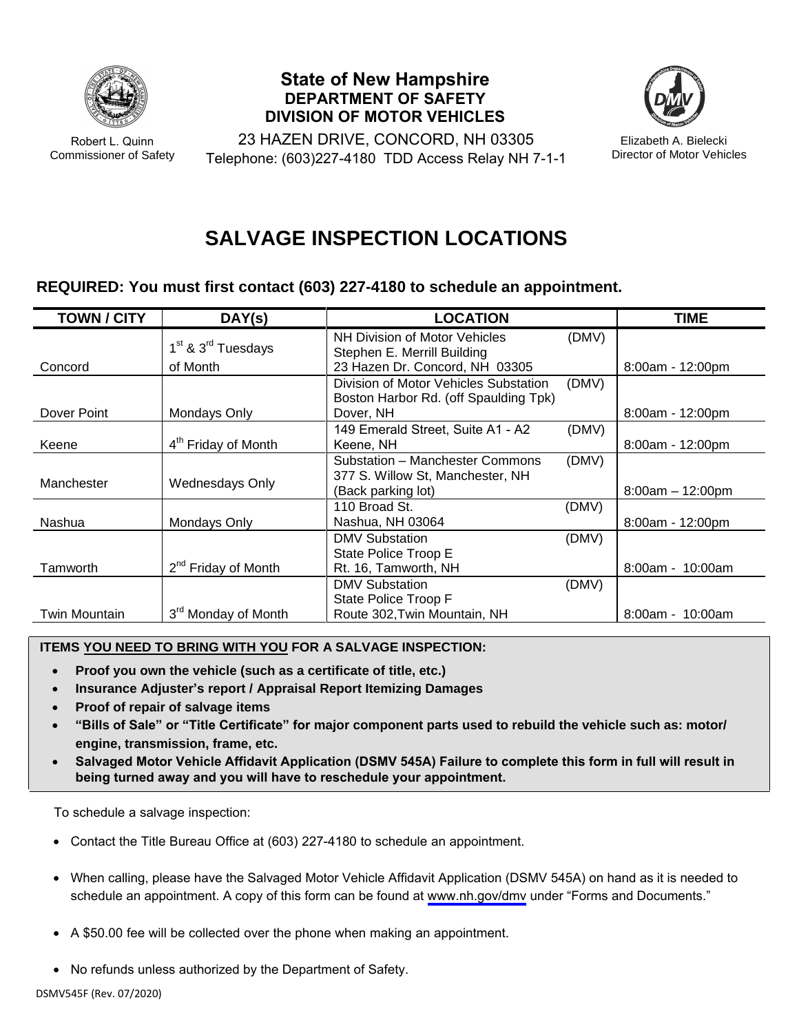Robert L. Quinn
Commissioner of Safety

**State of New Hampshire**
**DEPARTMENT OF SAFETY**
**DIVISION OF MOTOR VEHICLES**
23 HAZEN DRIVE, CONCORD, NH 03305
Telephone: (603)227-4180 TDD Access Relay NH 7-1-1

Elizabeth A. Bielecki
Director of Motor Vehicles

# SALVAGE INSPECTION LOCATIONS

**REQUIRED: You must first contact (603) 227-4180 to schedule an appointment.**

| TOWN / CITY | DAY(s) | LOCATION | TIME |
|---|---|---|---|
| Concord | 1st & 3rd Tuesdays of Month | NH Division of Motor Vehicles (DMV) Stephen E. Merrill Building 23 Hazen Dr. Concord, NH 03305 | 8:00am - 12:00pm |
| Dover Point | Mondays Only | Division of Motor Vehicles Substation (DMV) Boston Harbor Rd. (off Spaulding Tpk) Dover, NH | 8:00am - 12:00pm |
| Keene | 4th Friday of Month | 149 Emerald Street, Suite A1 - A2 (DMV) Keene, NH | 8:00am - 12:00pm |
| Manchester | Wednesdays Only | Substation – Manchester Commons (DMV) 377 S. Willow St, Manchester, NH (Back parking lot) | 8:00am – 12:00pm |
| Nashua | Mondays Only | 110 Broad St. (DMV) Nashua, NH 03064 | 8:00am - 12:00pm |
| Tamworth | 2nd Friday of Month | DMV Substation (DMV) State Police Troop E Rt. 16, Tamworth, NH | 8:00am - 10:00am |
| Twin Mountain | 3rd Monday of Month | DMV Substation (DMV) State Police Troop F Route 302,Twin Mountain, NH | 8:00am - 10:00am |

**ITEMS YOU NEED TO BRING WITH YOU FOR A SALVAGE INSPECTION:**

- **Proof you own the vehicle (such as a certificate of title, etc.)**
- **Insurance Adjuster's report / Appraisal Report Itemizing Damages**
- **Proof of repair of salvage items**
- **"Bills of Sale" or "Title Certificate" for major component parts used to rebuild the vehicle such as: motor/ engine, transmission, frame, etc.**
- **Salvaged Motor Vehicle Affidavit Application (DSMV 545A) Failure to complete this form in full will result in being turned away and you will have to reschedule your appointment.**

To schedule a salvage inspection:

- Contact the Title Bureau Office at (603) 227-4180 to schedule an appointment.
- When calling, please have the Salvaged Motor Vehicle Affidavit Application (DSMV 545A) on hand as it is needed to schedule an appointment. A copy of this form can be found at www.nh.gov/dmv under "Forms and Documents."
- A $50.00 fee will be collected over the phone when making an appointment.
- No refunds unless authorized by the Department of Safety.

DSMV545F (Rev. 07/2020)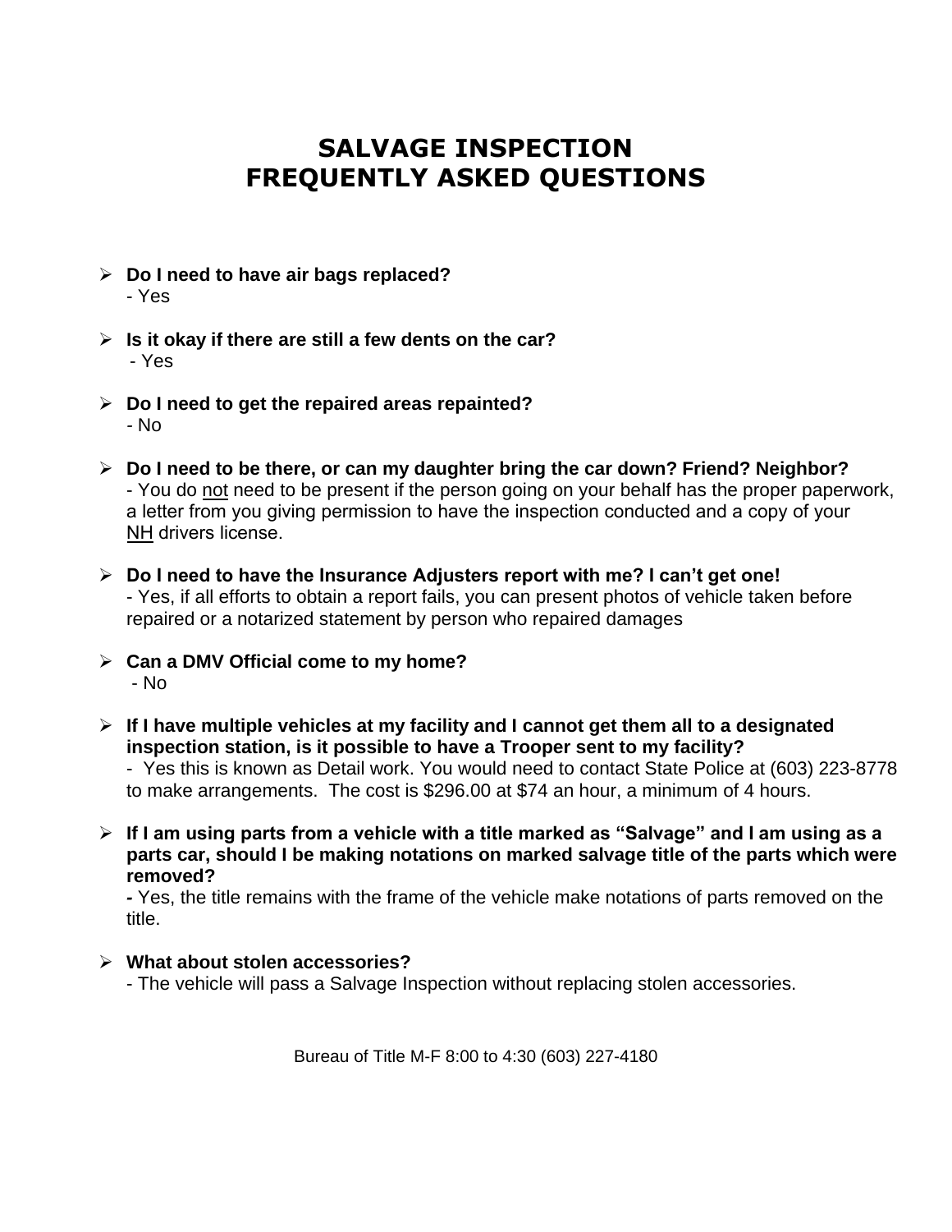# SALVAGE INSPECTION
# FREQUENTLY ASKED QUESTIONS

- **Do I need to have air bags replaced?**
  - Yes

- **Is it okay if there are still a few dents on the car?**
  - Yes

- **Do I need to get the repaired areas repainted?**
  - No

- **Do I need to be there, or can my daughter bring the car down? Friend? Neighbor?**
  - You do <u>not</u> need to be present if the person going on your behalf has the proper paperwork, a letter from you giving permission to have the inspection conducted and a copy of your <u>NH</u> drivers license.

- **Do I need to have the Insurance Adjusters report with me? I can't get one!**
  - Yes, if all efforts to obtain a report fails, you can present photos of vehicle taken before repaired or a notarized statement by person who repaired damages

- **Can a DMV Official come to my home?**
  - No

- **If I have multiple vehicles at my facility and I cannot get them all to a designated inspection station, is it possible to have a Trooper sent to my facility?**
  - Yes this is known as Detail work. You would need to contact State Police at (603) 223-8778 to make arrangements. The cost is $296.00 at $74 an hour, a minimum of 4 hours.

- **If I am using parts from a vehicle with a title marked as "Salvage" and I am using as a parts car, should I be making notations on marked salvage title of the parts which were removed?**
  - Yes, the title remains with the frame of the vehicle make notations of parts removed on the title.

- **What about stolen accessories?**
  - The vehicle will pass a Salvage Inspection without replacing stolen accessories.

Bureau of Title M-F 8:00 to 4:30 (603) 227-4180